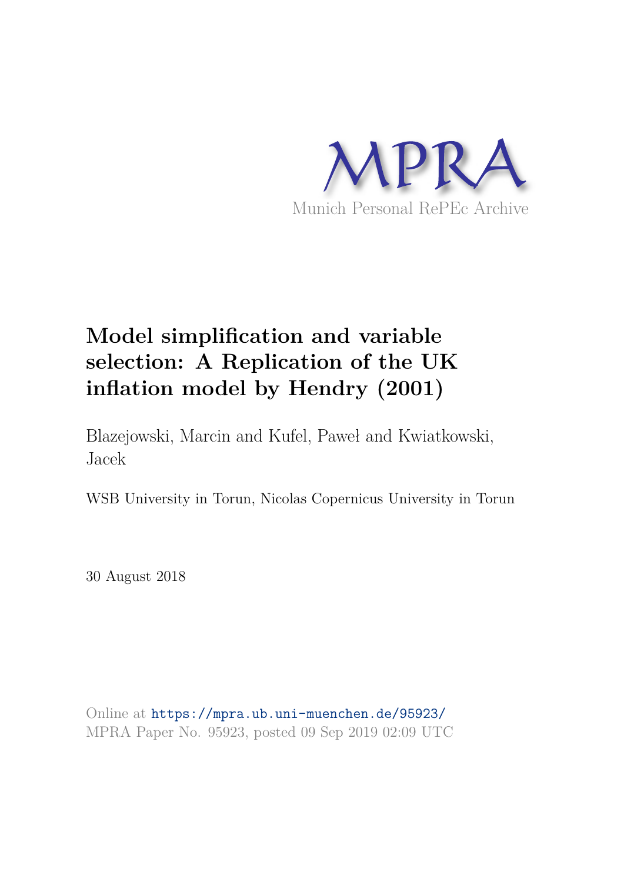MPRA

Munich Personal RePEc Archive

# Model simplification and variable selection: A Replication of the UK inflation model by Hendry (2001)

Blazejowski, Marcin and Kufel, Paweł and Kwiatkowski, Jacek

WSB University in Torun, Nicolas Copernicus University in Torun

30 August 2018

Online at https://mpra.ub.uni-muenchen.de/95923/
MPRA Paper No. 95923, posted 09 Sep 2019 02:09 UTC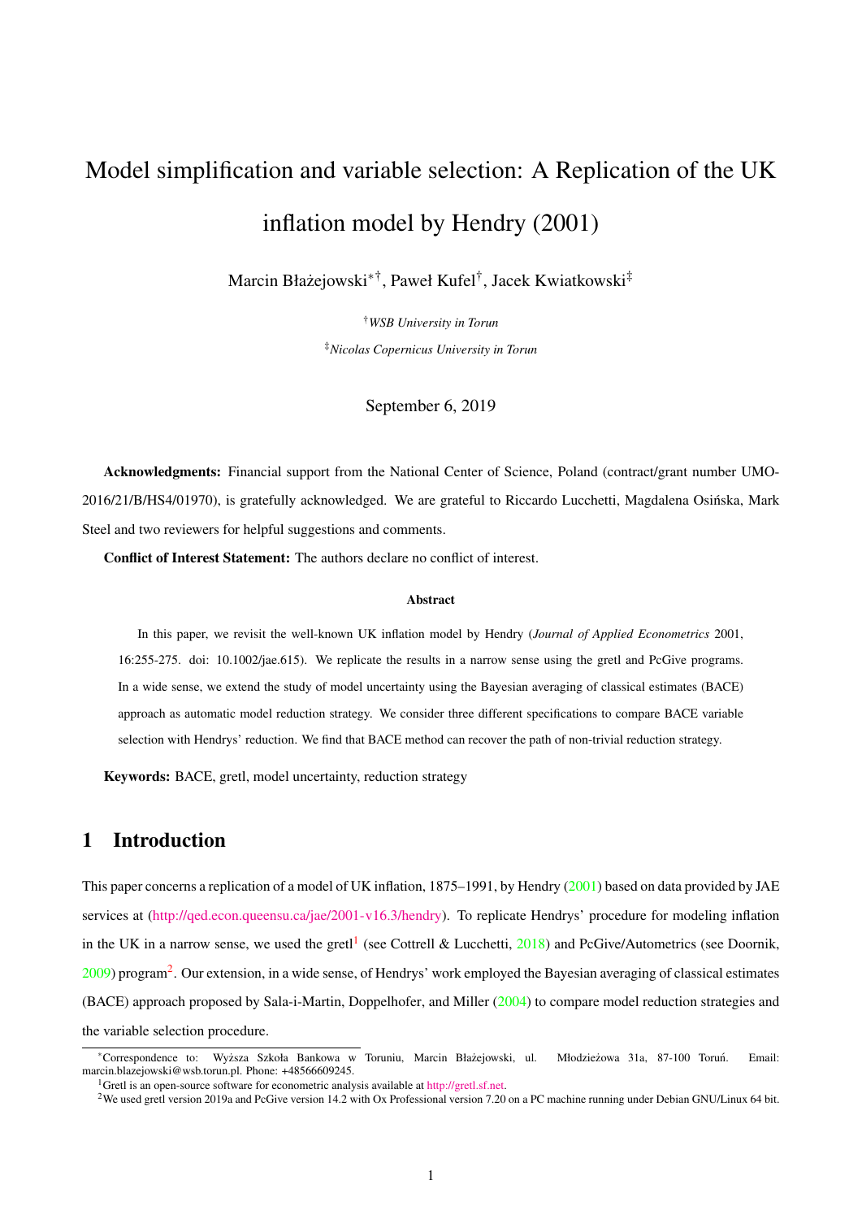# Model simplification and variable selection: A Replication of the UK inflation model by Hendry (2001)

Marcin Błażejowski[*†], Paweł Kufel[†], Jacek Kwiatkowski[‡]

[†]*WSB University in Torun*

[‡]*Nicolas Copernicus University in Torun*

September 6, 2019

**Acknowledgments:** Financial support from the National Center of Science, Poland (contract/grant number UMO-2016/21/B/HS4/01970), is gratefully acknowledged. We are grateful to Riccardo Lucchetti, Magdalena Osińska, Mark Steel and two reviewers for helpful suggestions and comments.

**Conflict of Interest Statement:** The authors declare no conflict of interest.

**Abstract**

In this paper, we revisit the well-known UK inflation model by Hendry (*Journal of Applied Econometrics* 2001, 16:255-275. doi: 10.1002/jae.615). We replicate the results in a narrow sense using the gretl and PcGive programs. In a wide sense, we extend the study of model uncertainty using the Bayesian averaging of classical estimates (BACE) approach as automatic model reduction strategy. We consider three different specifications to compare BACE variable selection with Hendrys' reduction. We find that BACE method can recover the path of non-trivial reduction strategy.

**Keywords:** BACE, gretl, model uncertainty, reduction strategy

## 1 Introduction

This paper concerns a replication of a model of UK inflation, 1875–1991, by Hendry (2001) based on data provided by JAE services at (http://qed.econ.queensu.ca/jae/2001-v16.3/hendry). To replicate Hendrys' procedure for modeling inflation in the UK in a narrow sense, we used the gretl[1] (see Cottrell & Lucchetti, 2018) and PcGive/Autometrics (see Doornik, 2009) program[2]. Our extension, in a wide sense, of Hendrys' work employed the Bayesian averaging of classical estimates (BACE) approach proposed by Sala-i-Martin, Doppelhofer, and Miller (2004) to compare model reduction strategies and the variable selection procedure.

[*]Correspondence to: Wyższa Szkoła Bankowa w Toruniu, Marcin Błażejowski, ul. Młodzieżowa 31a, 87-100 Toruń. Email: marcin.blazejowski@wsb.torun.pl. Phone: +48566609245.

[1]Gretl is an open-source software for econometric analysis available at http://gretl.sf.net.

[2]We used gretl version 2019a and PcGive version 14.2 with Ox Professional version 7.20 on a PC machine running under Debian GNU/Linux 64 bit.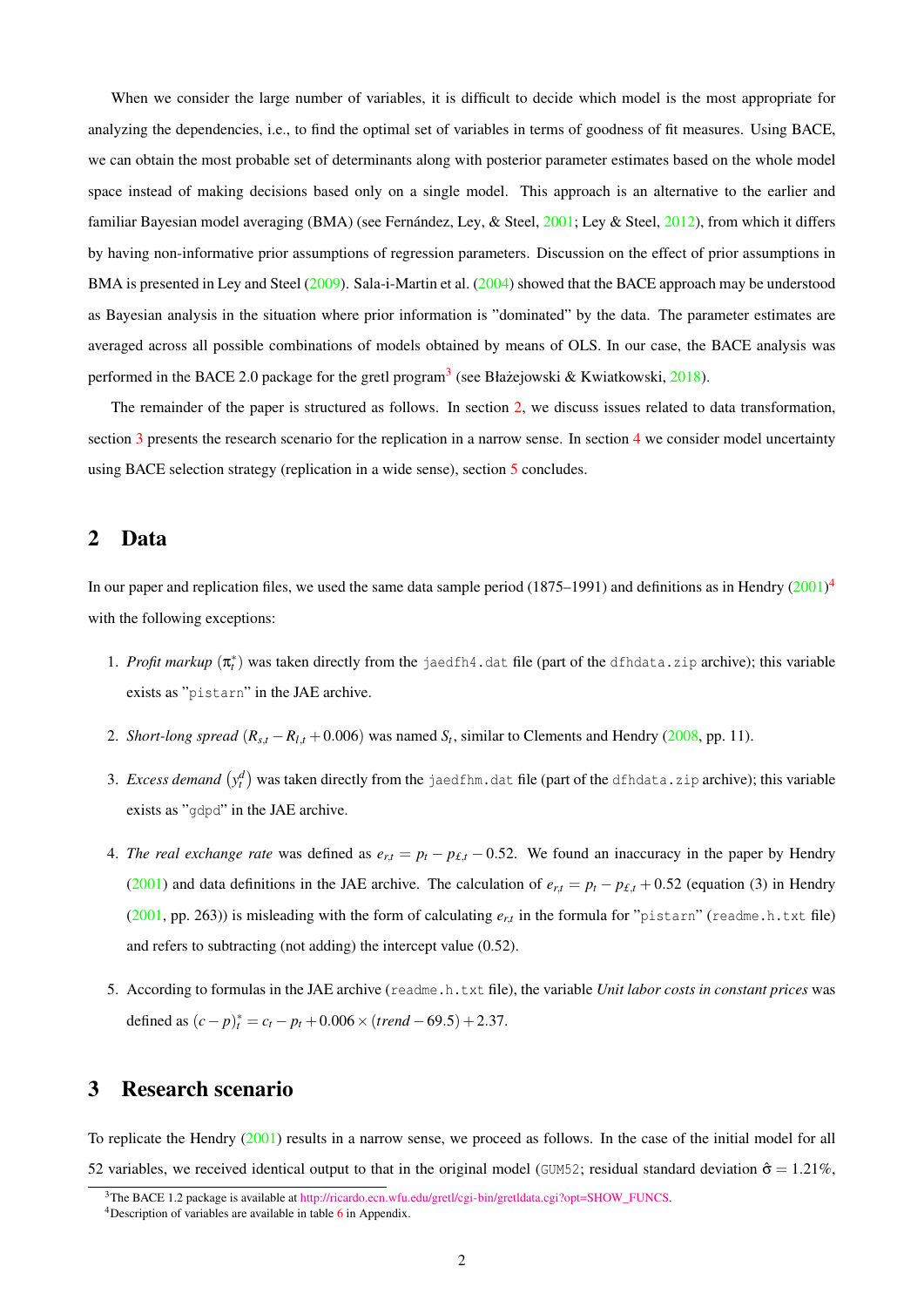When we consider the large number of variables, it is difficult to decide which model is the most appropriate for analyzing the dependencies, i.e., to find the optimal set of variables in terms of goodness of fit measures. Using BACE, we can obtain the most probable set of determinants along with posterior parameter estimates based on the whole model space instead of making decisions based only on a single model. This approach is an alternative to the earlier and familiar Bayesian model averaging (BMA) (see Fernández, Ley, & Steel, 2001; Ley & Steel, 2012), from which it differs by having non-informative prior assumptions of regression parameters. Discussion on the effect of prior assumptions in BMA is presented in Ley and Steel (2009). Sala-i-Martin et al. (2004) showed that the BACE approach may be understood as Bayesian analysis in the situation where prior information is "dominated" by the data. The parameter estimates are averaged across all possible combinations of models obtained by means of OLS. In our case, the BACE analysis was performed in the BACE 2.0 package for the gretl program[3] (see Błażejowski & Kwiatkowski, 2018).

The remainder of the paper is structured as follows. In section 2, we discuss issues related to data transformation, section 3 presents the research scenario for the replication in a narrow sense. In section 4 we consider model uncertainty using BACE selection strategy (replication in a wide sense), section 5 concludes.

## 2 Data

In our paper and replication files, we used the same data sample period (1875–1991) and definitions as in Hendry (2001)[4] with the following exceptions:

1. *Profit markup* ($\pi_t^*$) was taken directly from the `jaedfh4.dat` file (part of the `dfhdata.zip` archive); this variable exists as "`pistarn`" in the JAE archive.
2. *Short-long spread* ($R_{s,t} - R_{l,t} + 0.006$) was named $S_t$, similar to Clements and Hendry (2008, pp. 11).
3. *Excess demand* $\left(y_t^d\right)$ was taken directly from the `jaedfhm.dat` file (part of the `dfhdata.zip` archive); this variable exists as "`gdpd`" in the JAE archive.
4. *The real exchange rate* was defined as $e_{r,t} = p_t - p_{£,t} - 0.52$. We found an inaccuracy in the paper by Hendry (2001) and data definitions in the JAE archive. The calculation of $e_{r,t} = p_t - p_{£,t} + 0.52$ (equation (3) in Hendry (2001, pp. 263)) is misleading with the form of calculating $e_{r,t}$ in the formula for "`pistarn`" (`readme.h.txt` file) and refers to subtracting (not adding) the intercept value (0.52).
5. According to formulas in the JAE archive (`readme.h.txt` file), the variable *Unit labor costs in constant prices* was defined as $(c-p)_t^* = c_t - p_t + 0.006 \times (trend - 69.5) + 2.37$.

## 3 Research scenario

To replicate the Hendry (2001) results in a narrow sense, we proceed as follows. In the case of the initial model for all 52 variables, we received identical output to that in the original model (`GUM52`; residual standard deviation $\hat{\sigma} = 1.21\%$,

[3] The BACE 1.2 package is available at http://ricardo.ecn.wfu.edu/gretl/cgi-bin/gretldata.cgi?opt=SHOW_FUNCS.

[4] Description of variables are available in table 6 in Appendix.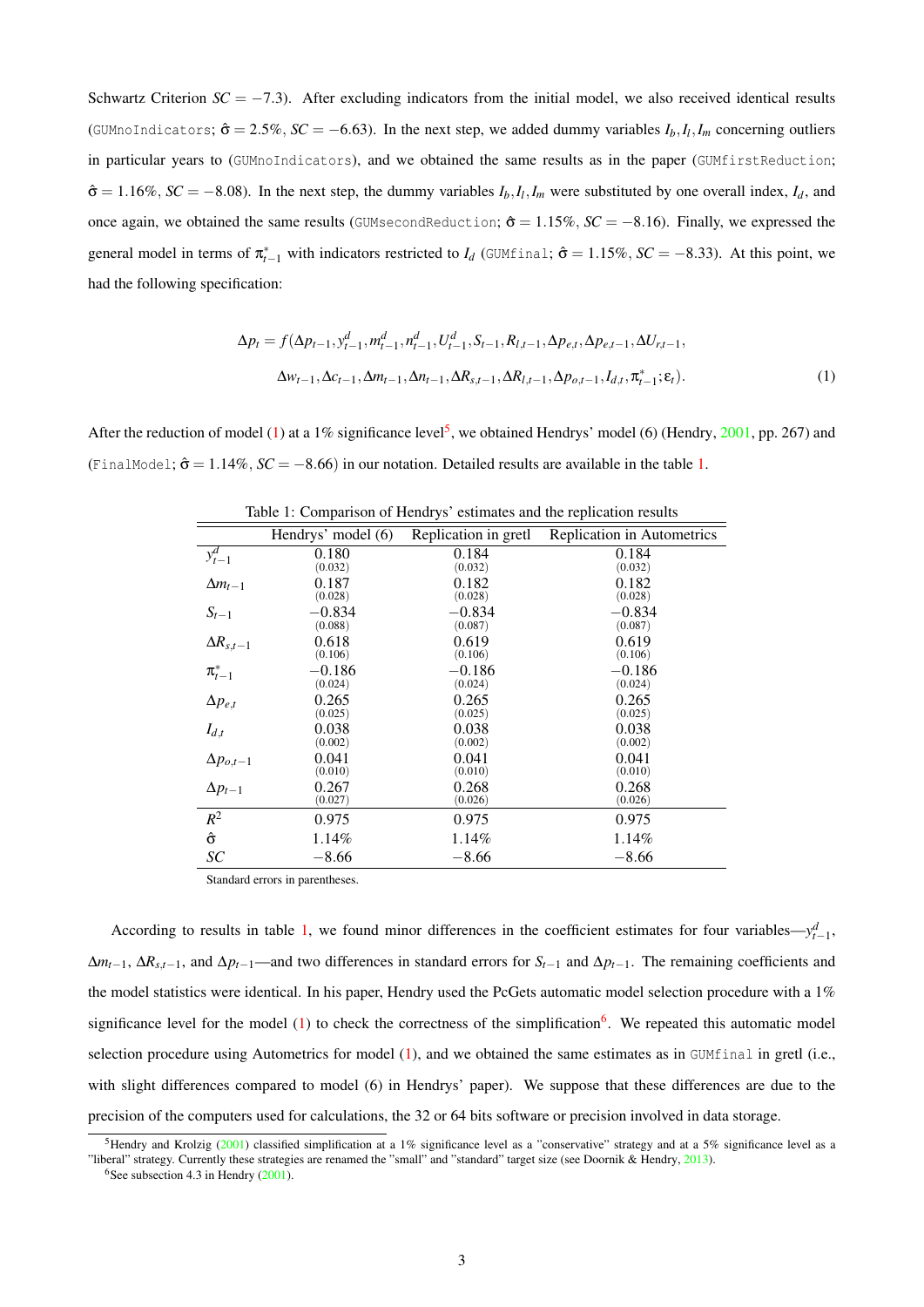Schwartz Criterion $SC = -7.3$). After excluding indicators from the initial model, we also received identical results (`GUMnoIndicators`; $\hat{\sigma} = 2.5\%$, $SC = -6.63$). In the next step, we added dummy variables $I_b, I_l, I_m$ concerning outliers in particular years to (`GUMnoIndicators`), and we obtained the same results as in the paper (`GUMfirstReduction`; $\hat{\sigma} = 1.16\%$, $SC = -8.08$). In the next step, the dummy variables $I_b, I_l, I_m$ were substituted by one overall index, $I_d$, and once again, we obtained the same results (`GUMsecondReduction`; $\hat{\sigma} = 1.15\%$, $SC = -8.16$). Finally, we expressed the general model in terms of $\pi^*_{t-1}$ with indicators restricted to $I_d$ (`GUMfinal`; $\hat{\sigma} = 1.15\%$, $SC = -8.33$). At this point, we had the following specification:

$$\Delta p_t = f(\Delta p_{t-1}, y^d_{t-1}, m^d_{t-1}, n^d_{t-1}, U^d_{t-1}, S_{t-1}, R_{l,t-1}, \Delta p_{e,t}, \Delta p_{e,t-1}, \Delta U_{r,t-1},$$
$$\Delta w_{t-1}, \Delta c_{t-1}, \Delta m_{t-1}, \Delta n_{t-1}, \Delta R_{s,t-1}, \Delta R_{l,t-1}, \Delta p_{o,t-1}, I_{d,t}, \pi^*_{t-1}; \varepsilon_t). \tag{1}$$

After the reduction of model (1) at a 1% significance level[5], we obtained Hendrys' model (6) (Hendry, 2001, pp. 267) and (`FinalModel`; $\hat{\sigma} = 1.14\%$, $SC = -8.66$) in our notation. Detailed results are available in the table 1.

Table 1: Comparison of Hendrys' estimates and the replication results

| | Hendrys' model (6) | Replication in gretl | Replication in Autometrics |
|---|---|---|---|
| $y^d_{t-1}$ | 0.180 (0.032) | 0.184 (0.032) | 0.184 (0.032) |
| $\Delta m_{t-1}$ | 0.187 (0.028) | 0.182 (0.028) | 0.182 (0.028) |
| $S_{t-1}$ | −0.834 (0.088) | −0.834 (0.087) | −0.834 (0.087) |
| $\Delta R_{s,t-1}$ | 0.618 (0.106) | 0.619 (0.106) | 0.619 (0.106) |
| $\pi^*_{t-1}$ | −0.186 (0.024) | −0.186 (0.024) | −0.186 (0.024) |
| $\Delta p_{e,t}$ | 0.265 (0.025) | 0.265 (0.025) | 0.265 (0.025) |
| $I_{d,t}$ | 0.038 (0.002) | 0.038 (0.002) | 0.038 (0.002) |
| $\Delta p_{o,t-1}$ | 0.041 (0.010) | 0.041 (0.010) | 0.041 (0.010) |
| $\Delta p_{t-1}$ | 0.267 (0.027) | 0.268 (0.026) | 0.268 (0.026) |
| $R^2$ | 0.975 | 0.975 | 0.975 |
| $\hat{\sigma}$ | 1.14% | 1.14% | 1.14% |
| $SC$ | −8.66 | −8.66 | −8.66 |

Standard errors in parentheses.

According to results in table 1, we found minor differences in the coefficient estimates for four variables—$y^d_{t-1}$, $\Delta m_{t-1}$, $\Delta R_{s,t-1}$, and $\Delta p_{t-1}$—and two differences in standard errors for $S_{t-1}$ and $\Delta p_{t-1}$. The remaining coefficients and the model statistics were identical. In his paper, Hendry used the PcGets automatic model selection procedure with a 1% significance level for the model (1) to check the correctness of the simplification[6]. We repeated this automatic model selection procedure using Autometrics for model (1), and we obtained the same estimates as in `GUMfinal` in gretl (i.e., with slight differences compared to model (6) in Hendrys' paper). We suppose that these differences are due to the precision of the computers used for calculations, the 32 or 64 bits software or precision involved in data storage.

[5] Hendry and Krolzig (2001) classified simplification at a 1% significance level as a "conservative" strategy and at a 5% significance level as a "liberal" strategy. Currently these strategies are renamed the "small" and "standard" target size (see Doornik & Hendry, 2013).

[6] See subsection 4.3 in Hendry (2001).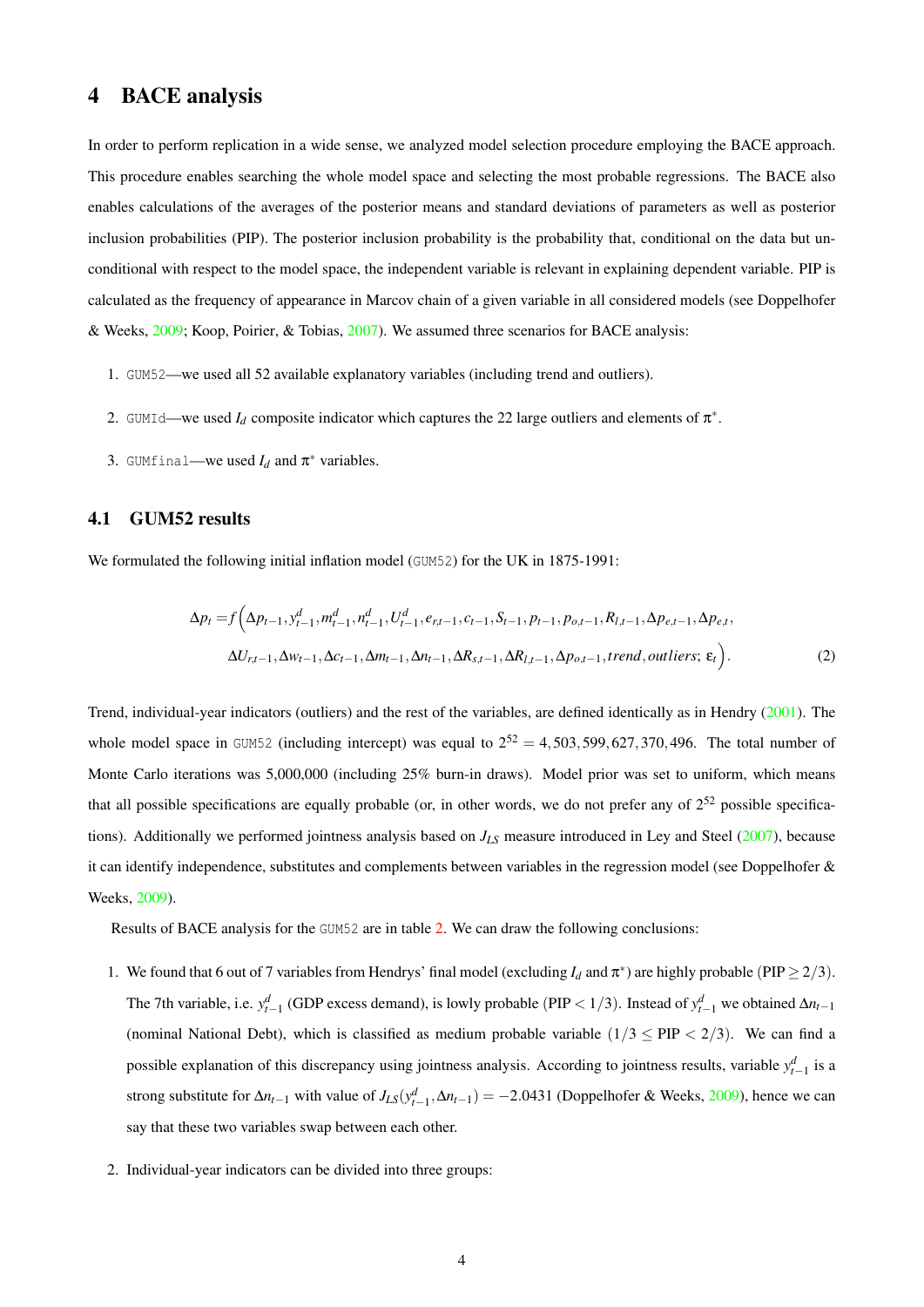## 4 BACE analysis

In order to perform replication in a wide sense, we analyzed model selection procedure employing the BACE approach. This procedure enables searching the whole model space and selecting the most probable regressions. The BACE also enables calculations of the averages of the posterior means and standard deviations of parameters as well as posterior inclusion probabilities (PIP). The posterior inclusion probability is the probability that, conditional on the data but unconditional with respect to the model space, the independent variable is relevant in explaining dependent variable. PIP is calculated as the frequency of appearance in Marcov chain of a given variable in all considered models (see Doppelhofer & Weeks, 2009; Koop, Poirier, & Tobias, 2007). We assumed three scenarios for BACE analysis:

1. `GUM52`—we used all 52 available explanatory variables (including trend and outliers).
2. `GUMId`—we used $I_d$ composite indicator which captures the 22 large outliers and elements of $\pi^*$.
3. `GUMfinal`—we used $I_d$ and $\pi^*$ variables.

### 4.1 GUM52 results

We formulated the following initial inflation model (`GUM52`) for the UK in 1875-1991:

$$
\begin{aligned}
\Delta p_t = f\Big(&\Delta p_{t-1}, y^d_{t-1}, m^d_{t-1}, n^d_{t-1}, U^d_{t-1}, e_{r,t-1}, c_{t-1}, S_{t-1}, p_{t-1}, p_{o,t-1}, R_{l,t-1}, \Delta p_{e,t-1}, \Delta p_{e,t},\\
&\Delta U_{r,t-1}, \Delta w_{t-1}, \Delta c_{t-1}, \Delta m_{t-1}, \Delta n_{t-1}, \Delta R_{s,t-1}, \Delta R_{l,t-1}, \Delta p_{o,t-1}, trend, outliers;\ \varepsilon_t\Big).
\end{aligned} \tag{2}
$$

Trend, individual-year indicators (outliers) and the rest of the variables, are defined identically as in Hendry (2001). The whole model space in `GUM52` (including intercept) was equal to $2^{52} = 4,503,599,627,370,496$. The total number of Monte Carlo iterations was 5,000,000 (including 25% burn-in draws). Model prior was set to uniform, which means that all possible specifications are equally probable (or, in other words, we do not prefer any of $2^{52}$ possible specifications). Additionally we performed jointness analysis based on $J_{LS}$ measure introduced in Ley and Steel (2007), because it can identify independence, substitutes and complements between variables in the regression model (see Doppelhofer & Weeks, 2009).

Results of BACE analysis for the `GUM52` are in table 2. We can draw the following conclusions:

1. We found that 6 out of 7 variables from Hendrys' final model (excluding $I_d$ and $\pi^*$) are highly probable (PIP $\geq 2/3$). The 7th variable, i.e. $y^d_{t-1}$ (GDP excess demand), is lowly probable (PIP $< 1/3$). Instead of $y^d_{t-1}$ we obtained $\Delta n_{t-1}$ (nominal National Debt), which is classified as medium probable variable ($1/3 \leq$ PIP $< 2/3$). We can find a possible explanation of this discrepancy using jointness analysis. According to jointness results, variable $y^d_{t-1}$ is a strong substitute for $\Delta n_{t-1}$ with value of $J_{LS}(y^d_{t-1}, \Delta n_{t-1}) = -2.0431$ (Doppelhofer & Weeks, 2009), hence we can say that these two variables swap between each other.
2. Individual-year indicators can be divided into three groups: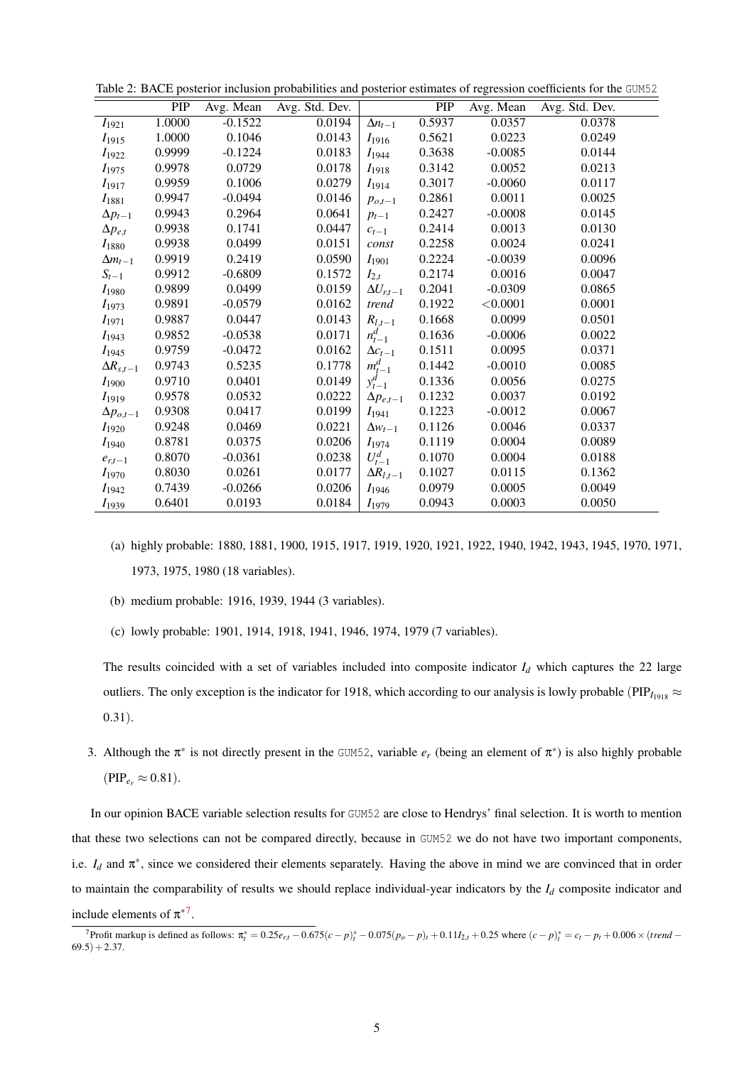Table 2: BACE posterior inclusion probabilities and posterior estimates of regression coefficients for the GUM52

| | PIP | Avg. Mean | Avg. Std. Dev. | | PIP | Avg. Mean | Avg. Std. Dev. |
|---|---|---|---|---|---|---|---|
| $I_{1921}$ | 1.0000 | -0.1522 | 0.0194 | $\Delta n_{t-1}$ | 0.5937 | 0.0357 | 0.0378 |
| $I_{1915}$ | 1.0000 | 0.1046 | 0.0143 | $I_{1916}$ | 0.5621 | 0.0223 | 0.0249 |
| $I_{1922}$ | 0.9999 | -0.1224 | 0.0183 | $I_{1944}$ | 0.3638 | -0.0085 | 0.0144 |
| $I_{1975}$ | 0.9978 | 0.0729 | 0.0178 | $I_{1918}$ | 0.3142 | 0.0052 | 0.0213 |
| $I_{1917}$ | 0.9959 | 0.1006 | 0.0279 | $I_{1914}$ | 0.3017 | -0.0060 | 0.0117 |
| $I_{1881}$ | 0.9947 | -0.0494 | 0.0146 | $p_{o,t-1}$ | 0.2861 | 0.0011 | 0.0025 |
| $\Delta p_{t-1}$ | 0.9943 | 0.2964 | 0.0641 | $p_{t-1}$ | 0.2427 | -0.0008 | 0.0145 |
| $\Delta p_{e,t}$ | 0.9938 | 0.1741 | 0.0447 | $c_{t-1}$ | 0.2414 | 0.0013 | 0.0130 |
| $I_{1880}$ | 0.9938 | 0.0499 | 0.0151 | *const* | 0.2258 | 0.0024 | 0.0241 |
| $\Delta m_{t-1}$ | 0.9919 | 0.2419 | 0.0590 | $I_{1901}$ | 0.2224 | -0.0039 | 0.0096 |
| $S_{t-1}$ | 0.9912 | -0.6809 | 0.1572 | $I_{2,t}$ | 0.2174 | 0.0016 | 0.0047 |
| $I_{1980}$ | 0.9899 | 0.0499 | 0.0159 | $\Delta U_{r,t-1}$ | 0.2041 | -0.0309 | 0.0865 |
| $I_{1973}$ | 0.9891 | -0.0579 | 0.0162 | *trend* | 0.1922 | <0.0001 | 0.0001 |
| $I_{1971}$ | 0.9887 | 0.0447 | 0.0143 | $R_{l,t-1}$ | 0.1668 | 0.0099 | 0.0501 |
| $I_{1943}$ | 0.9852 | -0.0538 | 0.0171 | $n^d_{t-1}$ | 0.1636 | -0.0006 | 0.0022 |
| $I_{1945}$ | 0.9759 | -0.0472 | 0.0162 | $\Delta c_{t-1}$ | 0.1511 | 0.0095 | 0.0371 |
| $\Delta R_{s,t-1}$ | 0.9743 | 0.5235 | 0.1778 | $m^d_{t-1}$ | 0.1442 | -0.0010 | 0.0085 |
| $I_{1900}$ | 0.9710 | 0.0401 | 0.0149 | $y^d_{t-1}$ | 0.1336 | 0.0056 | 0.0275 |
| $I_{1919}$ | 0.9578 | 0.0532 | 0.0222 | $\Delta p_{e,t-1}$ | 0.1232 | 0.0037 | 0.0192 |
| $\Delta p_{o,t-1}$ | 0.9308 | 0.0417 | 0.0199 | $I_{1941}$ | 0.1223 | -0.0012 | 0.0067 |
| $I_{1920}$ | 0.9248 | 0.0469 | 0.0221 | $\Delta w_{t-1}$ | 0.1126 | 0.0046 | 0.0337 |
| $I_{1940}$ | 0.8781 | 0.0375 | 0.0206 | $I_{1974}$ | 0.1119 | 0.0004 | 0.0089 |
| $e_{r,t-1}$ | 0.8070 | -0.0361 | 0.0238 | $U^d_{t-1}$ | 0.1070 | 0.0004 | 0.0188 |
| $I_{1970}$ | 0.8030 | 0.0261 | 0.0177 | $\Delta R_{l,t-1}$ | 0.1027 | 0.0115 | 0.1362 |
| $I_{1942}$ | 0.7439 | -0.0266 | 0.0206 | $I_{1946}$ | 0.0979 | 0.0005 | 0.0049 |
| $I_{1939}$ | 0.6401 | 0.0193 | 0.0184 | $I_{1979}$ | 0.0943 | 0.0003 | 0.0050 |

(a) highly probable: 1880, 1881, 1900, 1915, 1917, 1919, 1920, 1921, 1922, 1940, 1942, 1943, 1945, 1970, 1971, 1973, 1975, 1980 (18 variables).

(b) medium probable: 1916, 1939, 1944 (3 variables).

(c) lowly probable: 1901, 1914, 1918, 1941, 1946, 1974, 1979 (7 variables).

The results coincided with a set of variables included into composite indicator $I_d$ which captures the 22 large outliers. The only exception is the indicator for 1918, which according to our analysis is lowly probable ($\text{PIP}_{I_{1918}} \approx 0.31$).

3. Although the $\pi^*$ is not directly present in the GUM52, variable $e_r$ (being an element of $\pi^*$) is also highly probable ($\text{PIP}_{e_r} \approx 0.81$).

In our opinion BACE variable selection results for GUM52 are close to Hendrys' final selection. It is worth to mention that these two selections can not be compared directly, because in GUM52 we do not have two important components, i.e. $I_d$ and $\pi^*$, since we considered their elements separately. Having the above in mind we are convinced that in order to maintain the comparability of results we should replace individual-year indicators by the $I_d$ composite indicator and include elements of $\pi^*$[7].

[7] Profit markup is defined as follows: $\pi^*_t = 0.25e_{r,t} - 0.675(c-p)^*_t - 0.075(p_o - p)_t + 0.11I_{2,t} + 0.25$ where $(c-p)^*_t = c_t - p_t + 0.006 \times (trend - 69.5) + 2.37$.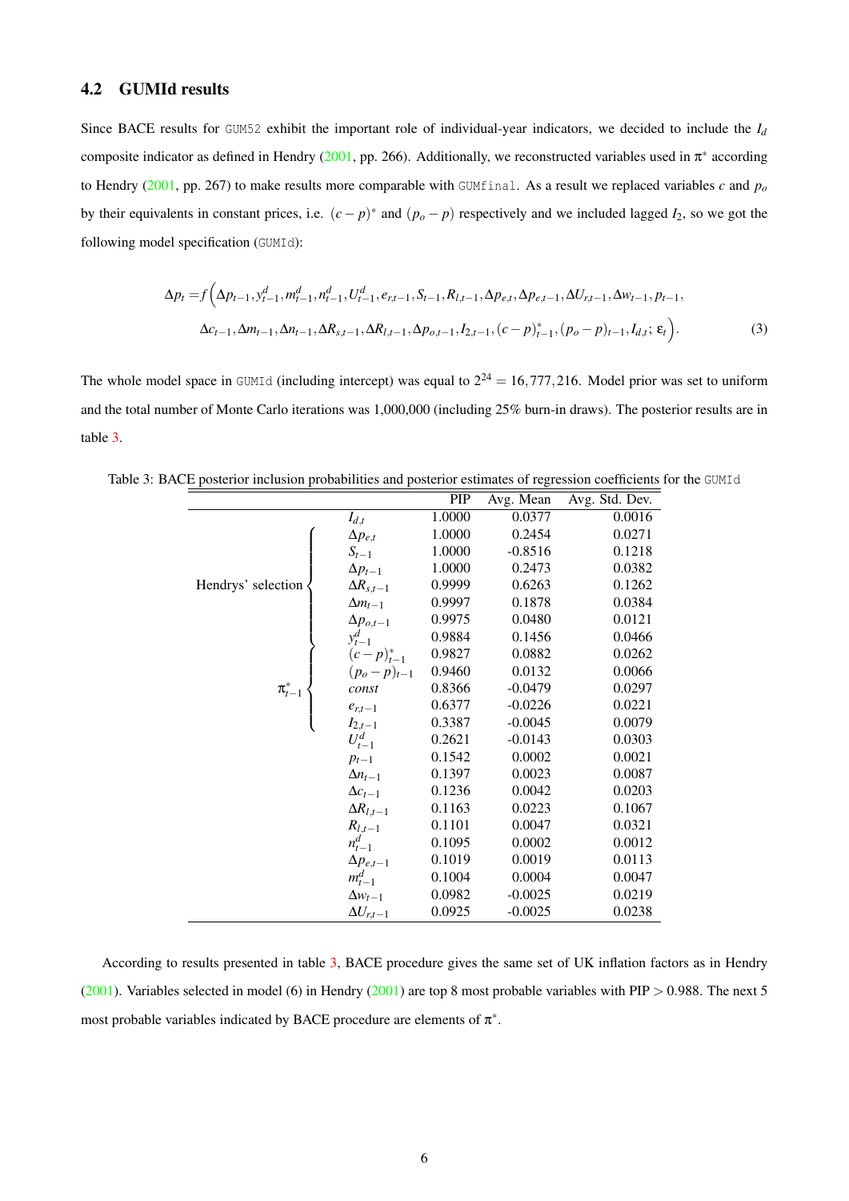## 4.2 GUMId results

Since BACE results for `GUM52` exhibit the important role of individual-year indicators, we decided to include the $I_d$ composite indicator as defined in Hendry (2001, pp. 266). Additionally, we reconstructed variables used in $\pi^*$ according to Hendry (2001, pp. 267) to make results more comparable with `GUMfinal`. As a result we replaced variables $c$ and $p_o$ by their equivalents in constant prices, i.e. $(c-p)^*$ and $(p_o - p)$ respectively and we included lagged $I_2$, so we got the following model specification (`GUMId`):

$$\Delta p_t = f\Big(\Delta p_{t-1}, y^d_{t-1}, m^d_{t-1}, n^d_{t-1}, U^d_{t-1}, e_{r,t-1}, S_{t-1}, R_{l,t-1}, \Delta p_{e,t}, \Delta p_{e,t-1}, \Delta U_{r,t-1}, \Delta w_{t-1}, p_{t-1},$$
$$\Delta c_{t-1}, \Delta m_{t-1}, \Delta n_{t-1}, \Delta R_{s,t-1}, \Delta R_{l,t-1}, \Delta p_{o,t-1}, I_{2,t-1}, (c-p)^*_{t-1}, (p_o - p)_{t-1}, I_{d,t};\, \varepsilon_t\Big). \quad (3)$$

The whole model space in `GUMId` (including intercept) was equal to $2^{24} = 16{,}777{,}216$. Model prior was set to uniform and the total number of Monte Carlo iterations was 1,000,000 (including 25% burn-in draws). The posterior results are in table 3.

Table 3: BACE posterior inclusion probabilities and posterior estimates of regression coefficients for the `GUMId`

| | | PIP | Avg. Mean | Avg. Std. Dev. |
|---|---|---|---|---|
| | $I_{d,t}$ | 1.0000 | 0.0377 | 0.0016 |
| Hendrys' selection | $\Delta p_{e,t}$ | 1.0000 | 0.2454 | 0.0271 |
| Hendrys' selection | $S_{t-1}$ | 1.0000 | -0.8516 | 0.1218 |
| Hendrys' selection | $\Delta p_{t-1}$ | 1.0000 | 0.2473 | 0.0382 |
| Hendrys' selection | $\Delta R_{s,t-1}$ | 0.9999 | 0.6263 | 0.1262 |
| Hendrys' selection | $\Delta m_{t-1}$ | 0.9997 | 0.1878 | 0.0384 |
| Hendrys' selection | $\Delta p_{o,t-1}$ | 0.9975 | 0.0480 | 0.0121 |
| Hendrys' selection | $y^d_{t-1}$ | 0.9884 | 0.1456 | 0.0466 |
| $\pi^*_{t-1}$ | $(c-p)^*_{t-1}$ | 0.9827 | 0.0882 | 0.0262 |
| $\pi^*_{t-1}$ | $(p_o - p)_{t-1}$ | 0.9460 | 0.0132 | 0.0066 |
| $\pi^*_{t-1}$ | *const* | 0.8366 | -0.0479 | 0.0297 |
| $\pi^*_{t-1}$ | $e_{r,t-1}$ | 0.6377 | -0.0226 | 0.0221 |
| $\pi^*_{t-1}$ | $I_{2,t-1}$ | 0.3387 | -0.0045 | 0.0079 |
| | $U^d_{t-1}$ | 0.2621 | -0.0143 | 0.0303 |
| | $p_{t-1}$ | 0.1542 | 0.0002 | 0.0021 |
| | $\Delta n_{t-1}$ | 0.1397 | 0.0023 | 0.0087 |
| | $\Delta c_{t-1}$ | 0.1236 | 0.0042 | 0.0203 |
| | $\Delta R_{l,t-1}$ | 0.1163 | 0.0223 | 0.1067 |
| | $R_{l,t-1}$ | 0.1101 | 0.0047 | 0.0321 |
| | $n^d_{t-1}$ | 0.1095 | 0.0002 | 0.0012 |
| | $\Delta p_{e,t-1}$ | 0.1019 | 0.0019 | 0.0113 |
| | $m^d_{t-1}$ | 0.1004 | 0.0004 | 0.0047 |
| | $\Delta w_{t-1}$ | 0.0982 | -0.0025 | 0.0219 |
| | $\Delta U_{r,t-1}$ | 0.0925 | -0.0025 | 0.0238 |

According to results presented in table 3, BACE procedure gives the same set of UK inflation factors as in Hendry (2001). Variables selected in model (6) in Hendry (2001) are top 8 most probable variables with PIP $> 0.988$. The next 5 most probable variables indicated by BACE procedure are elements of $\pi^*$.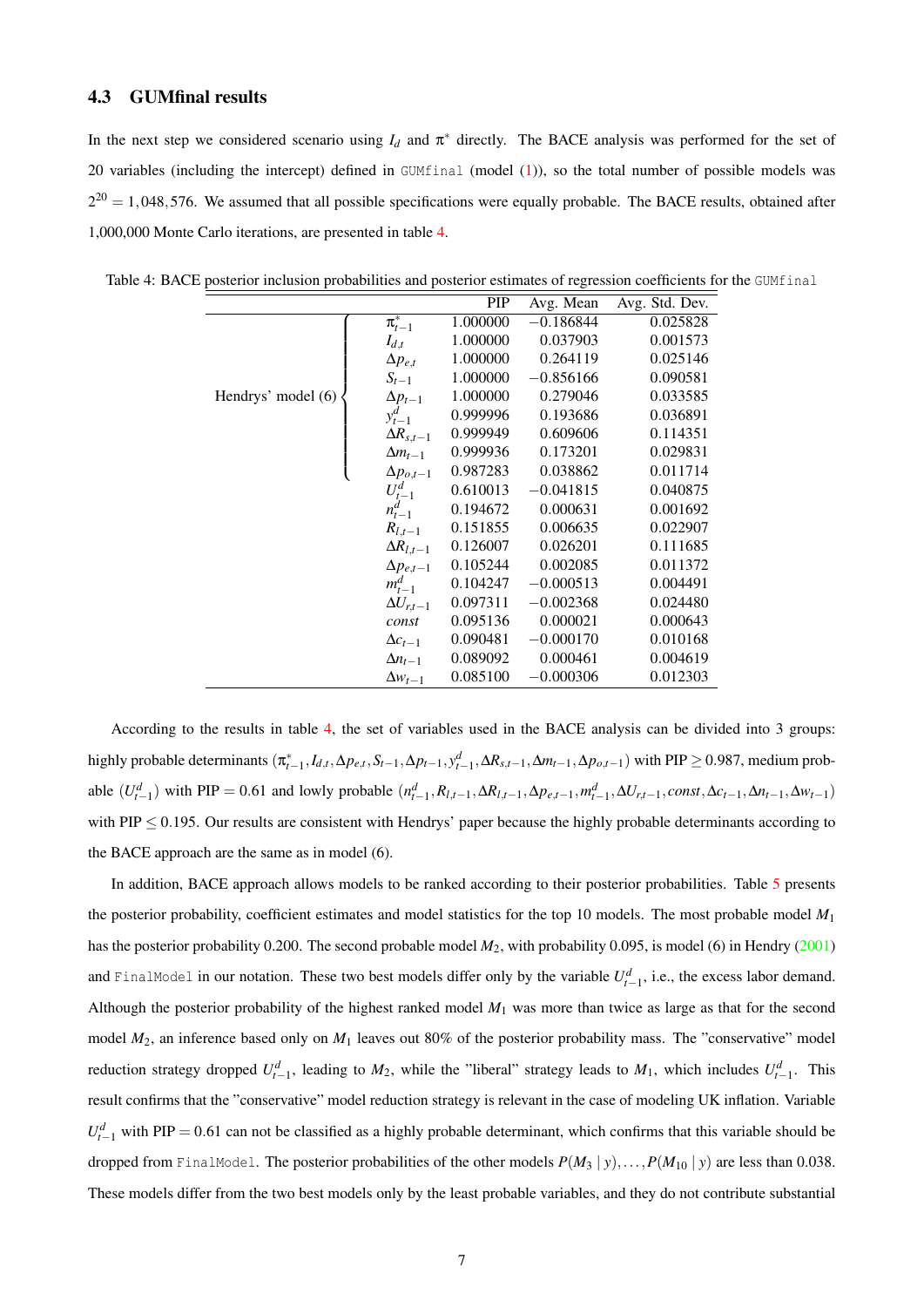### 4.3 GUMfinal results

In the next step we considered scenario using $I_d$ and $\pi^*$ directly. The BACE analysis was performed for the set of 20 variables (including the intercept) defined in `GUMfinal` (model (1)), so the total number of possible models was $2^{20} = 1,048,576$. We assumed that all possible specifications were equally probable. The BACE results, obtained after 1,000,000 Monte Carlo iterations, are presented in table 4.

Table 4: BACE posterior inclusion probabilities and posterior estimates of regression coefficients for the `GUMfinal`

| | | PIP | Avg. Mean | Avg. Std. Dev. |
|---|---|---|---|---|
| Hendrys' model (6) | $\pi^*_{t-1}$ | 1.000000 | −0.186844 | 0.025828 |
| | $I_{d,t}$ | 1.000000 | 0.037903 | 0.001573 |
| | $\Delta p_{e,t}$ | 1.000000 | 0.264119 | 0.025146 |
| | $S_{t-1}$ | 1.000000 | −0.856166 | 0.090581 |
| | $\Delta p_{t-1}$ | 1.000000 | 0.279046 | 0.033585 |
| | $y^d_{t-1}$ | 0.999996 | 0.193686 | 0.036891 |
| | $\Delta R_{s,t-1}$ | 0.999949 | 0.609606 | 0.114351 |
| | $\Delta m_{t-1}$ | 0.999936 | 0.173201 | 0.029831 |
| | $\Delta p_{o,t-1}$ | 0.987283 | 0.038862 | 0.011714 |
| | $U^d_{t-1}$ | 0.610013 | −0.041815 | 0.040875 |
| | $n^d_{t-1}$ | 0.194672 | 0.000631 | 0.001692 |
| | $R_{l,t-1}$ | 0.151855 | 0.006635 | 0.022907 |
| | $\Delta R_{l,t-1}$ | 0.126007 | 0.026201 | 0.111685 |
| | $\Delta p_{e,t-1}$ | 0.105244 | 0.002085 | 0.011372 |
| | $m^d_{t-1}$ | 0.104247 | −0.000513 | 0.004491 |
| | $\Delta U_{r,t-1}$ | 0.097311 | −0.002368 | 0.024480 |
| | $const$ | 0.095136 | 0.000021 | 0.000643 |
| | $\Delta c_{t-1}$ | 0.090481 | −0.000170 | 0.010168 |
| | $\Delta n_{t-1}$ | 0.089092 | 0.000461 | 0.004619 |
| | $\Delta w_{t-1}$ | 0.085100 | −0.000306 | 0.012303 |

According to the results in table 4, the set of variables used in the BACE analysis can be divided into 3 groups: highly probable determinants ($\pi^*_{t-1}, I_{d,t}, \Delta p_{e,t}, S_{t-1}, \Delta p_{t-1}, y^d_{t-1}, \Delta R_{s,t-1}, \Delta m_{t-1}, \Delta p_{o,t-1}$) with PIP $\geq 0.987$, medium probable ($U^d_{t-1}$) with PIP $= 0.61$ and lowly probable ($n^d_{t-1}, R_{l,t-1}, \Delta R_{l,t-1}, \Delta p_{e,t-1}, m^d_{t-1}, \Delta U_{r,t-1}, const, \Delta c_{t-1}, \Delta n_{t-1}, \Delta w_{t-1}$) with PIP $\leq 0.195$. Our results are consistent with Hendrys' paper because the highly probable determinants according to the BACE approach are the same as in model (6).

In addition, BACE approach allows models to be ranked according to their posterior probabilities. Table 5 presents the posterior probability, coefficient estimates and model statistics for the top 10 models. The most probable model $M_1$ has the posterior probability 0.200. The second probable model $M_2$, with probability 0.095, is model (6) in Hendry (2001) and `FinalModel` in our notation. These two best models differ only by the variable $U^d_{t-1}$, i.e., the excess labor demand. Although the posterior probability of the highest ranked model $M_1$ was more than twice as large as that for the second model $M_2$, an inference based only on $M_1$ leaves out 80% of the posterior probability mass. The "conservative" model reduction strategy dropped $U^d_{t-1}$, leading to $M_2$, while the "liberal" strategy leads to $M_1$, which includes $U^d_{t-1}$. This result confirms that the "conservative" model reduction strategy is relevant in the case of modeling UK inflation. Variable $U^d_{t-1}$ with PIP $= 0.61$ can not be classified as a highly probable determinant, which confirms that this variable should be dropped from `FinalModel`. The posterior probabilities of the other models $P(M_3 \mid y), \ldots, P(M_{10} \mid y)$ are less than 0.038. These models differ from the two best models only by the least probable variables, and they do not contribute substantial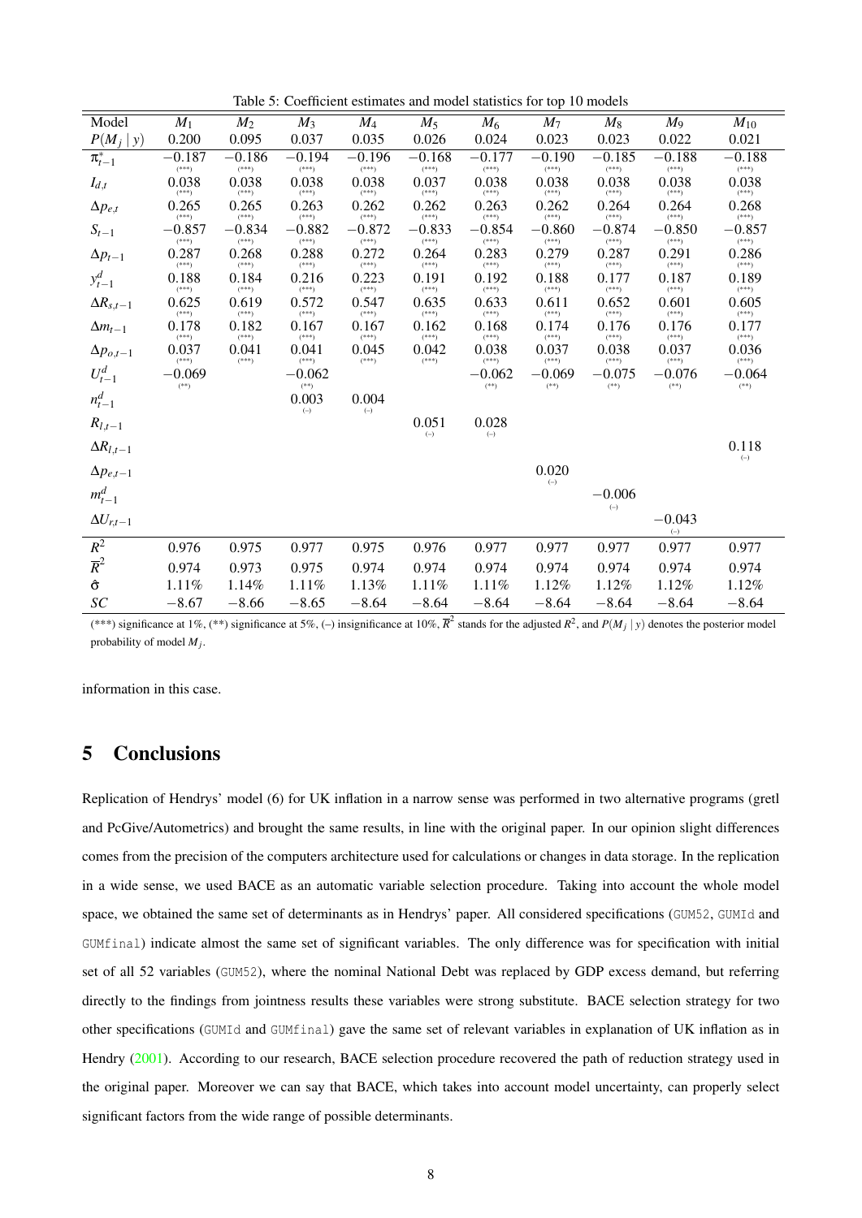Table 5: Coefficient estimates and model statistics for top 10 models

| Model | $M_1$ | $M_2$ | $M_3$ | $M_4$ | $M_5$ | $M_6$ | $M_7$ | $M_8$ | $M_9$ | $M_{10}$ |
|---|---|---|---|---|---|---|---|---|---|---|
| $P(M_j \mid y)$ | 0.200 | 0.095 | 0.037 | 0.035 | 0.026 | 0.024 | 0.023 | 0.023 | 0.022 | 0.021 |
| $\pi^*_{t-1}$ | $-0.187$ (\*\*\*) | $-0.186$ (\*\*\*) | $-0.194$ (\*\*\*) | $-0.196$ (\*\*\*) | $-0.168$ (\*\*\*) | $-0.177$ (\*\*\*) | $-0.190$ (\*\*\*) | $-0.185$ (\*\*\*) | $-0.188$ (\*\*\*) | $-0.188$ (\*\*\*) |
| $I_{d,t}$ | 0.038 (\*\*\*) | 0.038 (\*\*\*) | 0.038 (\*\*\*) | 0.038 (\*\*\*) | 0.037 (\*\*\*) | 0.038 (\*\*\*) | 0.038 (\*\*\*) | 0.038 (\*\*\*) | 0.038 (\*\*\*) | 0.038 (\*\*\*) |
| $\Delta p_{e,t}$ | 0.265 (\*\*\*) | 0.265 (\*\*\*) | 0.263 (\*\*\*) | 0.262 (\*\*\*) | 0.262 (\*\*\*) | 0.263 (\*\*\*) | 0.262 (\*\*\*) | 0.264 (\*\*\*) | 0.264 (\*\*\*) | 0.268 (\*\*\*) |
| $S_{t-1}$ | $-0.857$ (\*\*\*) | $-0.834$ (\*\*\*) | $-0.882$ (\*\*\*) | $-0.872$ (\*\*\*) | $-0.833$ (\*\*\*) | $-0.854$ (\*\*\*) | $-0.860$ (\*\*\*) | $-0.874$ (\*\*\*) | $-0.850$ (\*\*\*) | $-0.857$ (\*\*\*) |
| $\Delta p_{t-1}$ | 0.287 (\*\*\*) | 0.268 (\*\*\*) | 0.288 (\*\*\*) | 0.272 (\*\*\*) | 0.264 (\*\*\*) | 0.283 (\*\*\*) | 0.279 (\*\*\*) | 0.287 (\*\*\*) | 0.291 (\*\*\*) | 0.286 (\*\*\*) |
| $y^d_{t-1}$ | 0.188 (\*\*\*) | 0.184 (\*\*\*) | 0.216 (\*\*\*) | 0.223 (\*\*\*) | 0.191 (\*\*\*) | 0.192 (\*\*\*) | 0.188 (\*\*\*) | 0.177 (\*\*\*) | 0.187 (\*\*\*) | 0.189 (\*\*\*) |
| $\Delta R_{s,t-1}$ | 0.625 (\*\*\*) | 0.619 (\*\*\*) | 0.572 (\*\*\*) | 0.547 (\*\*\*) | 0.635 (\*\*\*) | 0.633 (\*\*\*) | 0.611 (\*\*\*) | 0.652 (\*\*\*) | 0.601 (\*\*\*) | 0.605 (\*\*\*) |
| $\Delta m_{t-1}$ | 0.178 (\*\*\*) | 0.182 (\*\*\*) | 0.167 (\*\*\*) | 0.167 (\*\*\*) | 0.162 (\*\*\*) | 0.168 (\*\*\*) | 0.174 (\*\*\*) | 0.176 (\*\*\*) | 0.176 (\*\*\*) | 0.177 (\*\*\*) |
| $\Delta p_{o,t-1}$ | 0.037 (\*\*\*) | 0.041 (\*\*\*) | 0.041 (\*\*\*) | 0.045 (\*\*\*) | 0.042 (\*\*\*) | 0.038 (\*\*\*) | 0.037 (\*\*\*) | 0.038 (\*\*\*) | 0.037 (\*\*\*) | 0.036 (\*\*\*) |
| $U^d_{t-1}$ | $-0.069$ (\*\*) | | $-0.062$ (\*\*) | | | $-0.062$ (\*\*) | $-0.069$ (\*\*) | $-0.075$ (\*\*) | $-0.076$ (\*\*) | $-0.064$ (\*\*) |
| $n^d_{t-1}$ | | | 0.003 (–) | 0.004 (–) | | | | | | |
| $R_{l,t-1}$ | | | | | 0.051 (–) | 0.028 (–) | | | | |
| $\Delta R_{l,t-1}$ | | | | | | | | | | 0.118 (–) |
| $\Delta p_{e,t-1}$ | | | | | | | 0.020 (–) | | | |
| $m^d_{t-1}$ | | | | | | | | $-0.006$ (–) | | |
| $\Delta U_{r,t-1}$ | | | | | | | | | $-0.043$ (–) | |
| $R^2$ | 0.976 | 0.975 | 0.977 | 0.975 | 0.976 | 0.977 | 0.977 | 0.977 | 0.977 | 0.977 |
| $\overline{R}^2$ | 0.974 | 0.973 | 0.975 | 0.974 | 0.974 | 0.974 | 0.974 | 0.974 | 0.974 | 0.974 |
| $\hat{\sigma}$ | 1.11% | 1.14% | 1.11% | 1.13% | 1.11% | 1.11% | 1.12% | 1.12% | 1.12% | 1.12% |
| $SC$ | $-8.67$ | $-8.66$ | $-8.65$ | $-8.64$ | $-8.64$ | $-8.64$ | $-8.64$ | $-8.64$ | $-8.64$ | $-8.64$ |

(\*\*\*) significance at 1%, (\*\*) significance at 5%, (–) insignificance at 10%, $\overline{R}^2$ stands for the adjusted $R^2$, and $P(M_j \mid y)$ denotes the posterior model probability of model $M_j$.

information in this case.

## 5 Conclusions

Replication of Hendrys' model (6) for UK inflation in a narrow sense was performed in two alternative programs (gretl and PcGive/Autometrics) and brought the same results, in line with the original paper. In our opinion slight differences comes from the precision of the computers architecture used for calculations or changes in data storage. In the replication in a wide sense, we used BACE as an automatic variable selection procedure. Taking into account the whole model space, we obtained the same set of determinants as in Hendrys' paper. All considered specifications (`GUM52`, `GUMId` and `GUMfinal`) indicate almost the same set of significant variables. The only difference was for specification with initial set of all 52 variables (`GUM52`), where the nominal National Debt was replaced by GDP excess demand, but referring directly to the findings from jointness results these variables were strong substitute. BACE selection strategy for two other specifications (`GUMId` and `GUMfinal`) gave the same set of relevant variables in explanation of UK inflation as in Hendry (2001). According to our research, BACE selection procedure recovered the path of reduction strategy used in the original paper. Moreover we can say that BACE, which takes into account model uncertainty, can properly select significant factors from the wide range of possible determinants.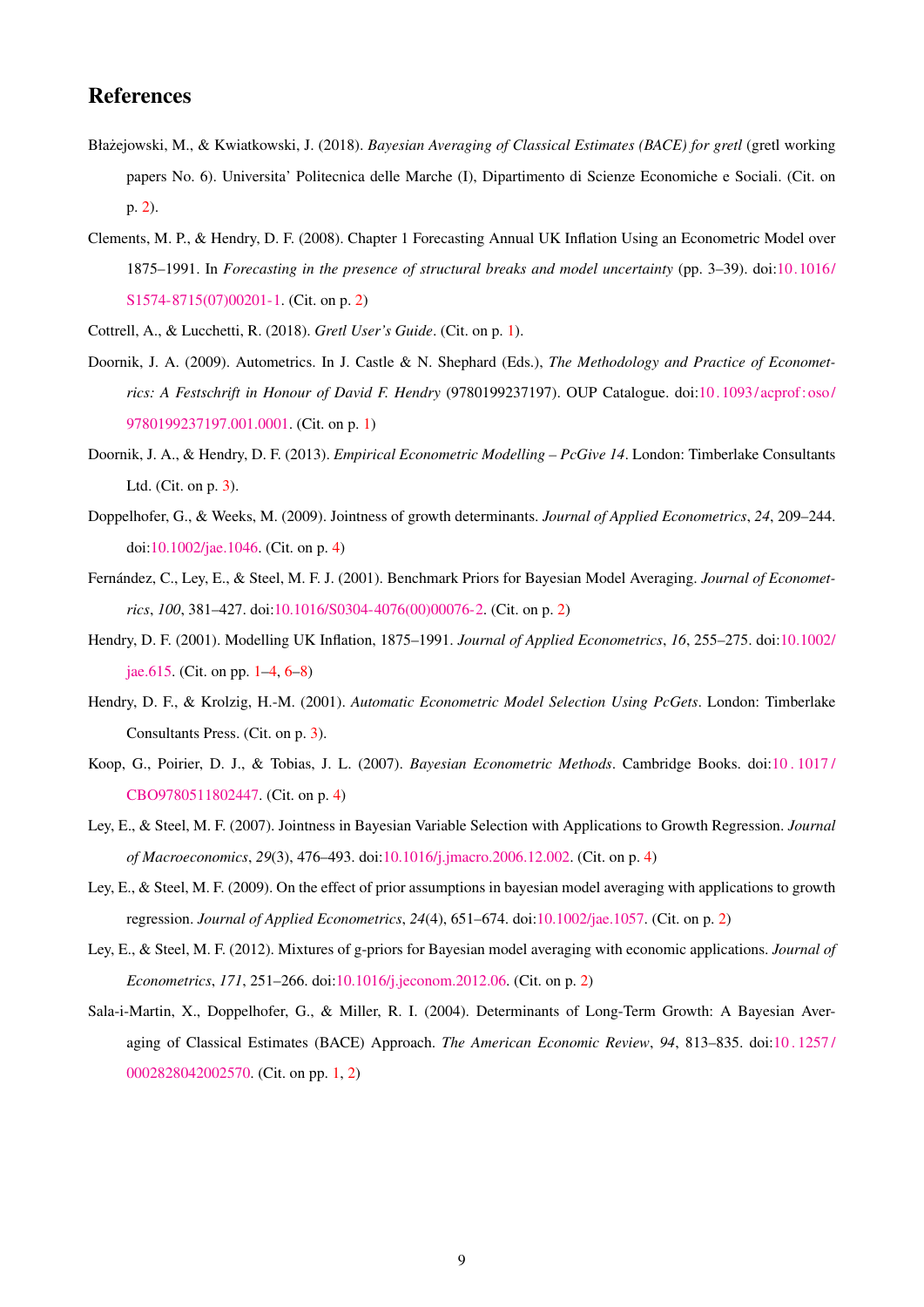## References

Błażejowski, M., & Kwiatkowski, J. (2018). *Bayesian Averaging of Classical Estimates (BACE) for gretl* (gretl working papers No. 6). Universita' Politecnica delle Marche (I), Dipartimento di Scienze Economiche e Sociali. (Cit. on p. 2).

Clements, M. P., & Hendry, D. F. (2008). Chapter 1 Forecasting Annual UK Inflation Using an Econometric Model over 1875–1991. In *Forecasting in the presence of structural breaks and model uncertainty* (pp. 3–39). doi:10.1016/S1574-8715(07)00201-1. (Cit. on p. 2)

Cottrell, A., & Lucchetti, R. (2018). *Gretl User's Guide*. (Cit. on p. 1).

Doornik, J. A. (2009). Autometrics. In J. Castle & N. Shephard (Eds.), *The Methodology and Practice of Econometrics: A Festschrift in Honour of David F. Hendry* (9780199237197). OUP Catalogue. doi:10.1093/acprof:oso/9780199237197.001.0001. (Cit. on p. 1)

Doornik, J. A., & Hendry, D. F. (2013). *Empirical Econometric Modelling – PcGive 14*. London: Timberlake Consultants Ltd. (Cit. on p. 3).

Doppelhofer, G., & Weeks, M. (2009). Jointness of growth determinants. *Journal of Applied Econometrics*, *24*, 209–244. doi:10.1002/jae.1046. (Cit. on p. 4)

Fernández, C., Ley, E., & Steel, M. F. J. (2001). Benchmark Priors for Bayesian Model Averaging. *Journal of Econometrics*, *100*, 381–427. doi:10.1016/S0304-4076(00)00076-2. (Cit. on p. 2)

Hendry, D. F. (2001). Modelling UK Inflation, 1875–1991. *Journal of Applied Econometrics*, *16*, 255–275. doi:10.1002/jae.615. (Cit. on pp. 1–4, 6–8)

Hendry, D. F., & Krolzig, H.-M. (2001). *Automatic Econometric Model Selection Using PcGets*. London: Timberlake Consultants Press. (Cit. on p. 3).

Koop, G., Poirier, D. J., & Tobias, J. L. (2007). *Bayesian Econometric Methods*. Cambridge Books. doi:10.1017/CBO9780511802447. (Cit. on p. 4)

Ley, E., & Steel, M. F. (2007). Jointness in Bayesian Variable Selection with Applications to Growth Regression. *Journal of Macroeconomics*, *29*(3), 476–493. doi:10.1016/j.jmacro.2006.12.002. (Cit. on p. 4)

Ley, E., & Steel, M. F. (2009). On the effect of prior assumptions in bayesian model averaging with applications to growth regression. *Journal of Applied Econometrics*, *24*(4), 651–674. doi:10.1002/jae.1057. (Cit. on p. 2)

Ley, E., & Steel, M. F. (2012). Mixtures of g-priors for Bayesian model averaging with economic applications. *Journal of Econometrics*, *171*, 251–266. doi:10.1016/j.jeconom.2012.06. (Cit. on p. 2)

Sala-i-Martin, X., Doppelhofer, G., & Miller, R. I. (2004). Determinants of Long-Term Growth: A Bayesian Averaging of Classical Estimates (BACE) Approach. *The American Economic Review*, *94*, 813–835. doi:10.1257/0002828042002570. (Cit. on pp. 1, 2)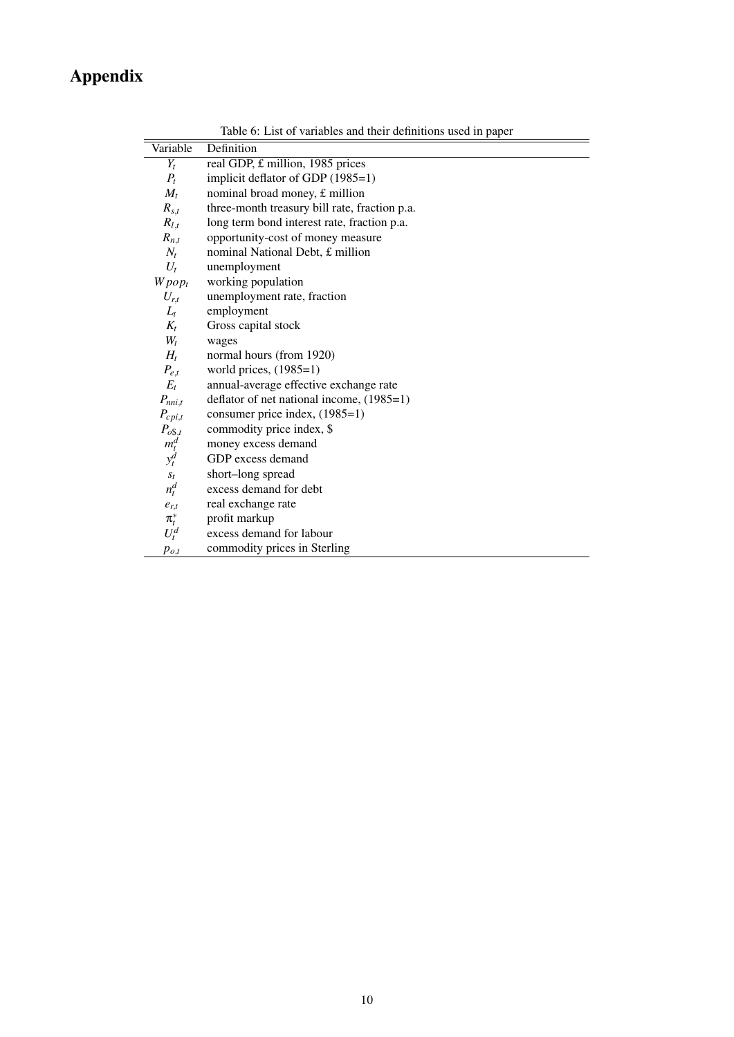# Appendix

Table 6: List of variables and their definitions used in paper

| Variable | Definition |
|---|---|
| $Y_t$ | real GDP, £ million, 1985 prices |
| $P_t$ | implicit deflator of GDP (1985=1) |
| $M_t$ | nominal broad money, £ million |
| $R_{s,t}$ | three-month treasury bill rate, fraction p.a. |
| $R_{l,t}$ | long term bond interest rate, fraction p.a. |
| $R_{n,t}$ | opportunity-cost of money measure |
| $N_t$ | nominal National Debt, £ million |
| $U_t$ | unemployment |
| $Wpop_t$ | working population |
| $U_{r,t}$ | unemployment rate, fraction |
| $L_t$ | employment |
| $K_t$ | Gross capital stock |
| $W_t$ | wages |
| $H_t$ | normal hours (from 1920) |
| $P_{e,t}$ | world prices, (1985=1) |
| $E_t$ | annual-average effective exchange rate |
| $P_{nni,t}$ | deflator of net national income, (1985=1) |
| $P_{cpi,t}$ | consumer price index, (1985=1) |
| $P_{o\$,t}$ | commodity price index, \$ |
| $m_t^d$ | money excess demand |
| $y_t^d$ | GDP excess demand |
| $s_t$ | short–long spread |
| $n_t^d$ | excess demand for debt |
| $e_{r,t}$ | real exchange rate |
| $\pi_t^*$ | profit markup |
| $U_t^d$ | excess demand for labour |
| $p_{o,t}$ | commodity prices in Sterling |